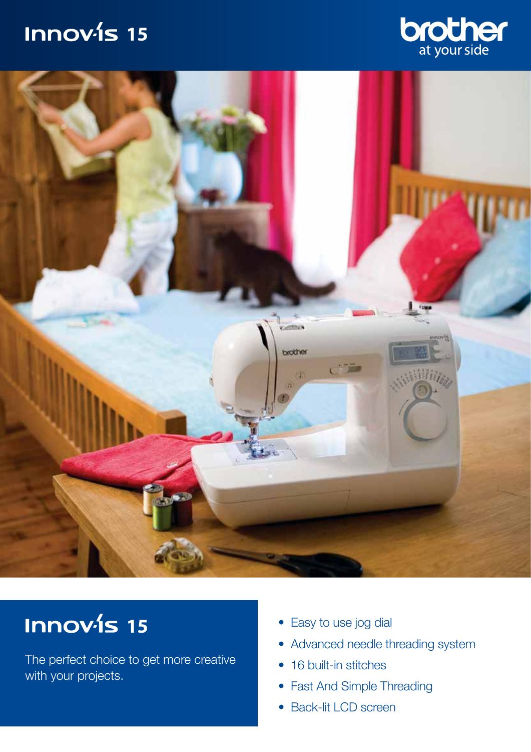# Innov-is 15

brother
at your side

## Innov-is 15

The perfect choice to get more creative with your projects.

- Easy to use jog dial
- Advanced needle threading system
- 16 built-in stitches
- Fast And Simple Threading
- Back-lit LCD screen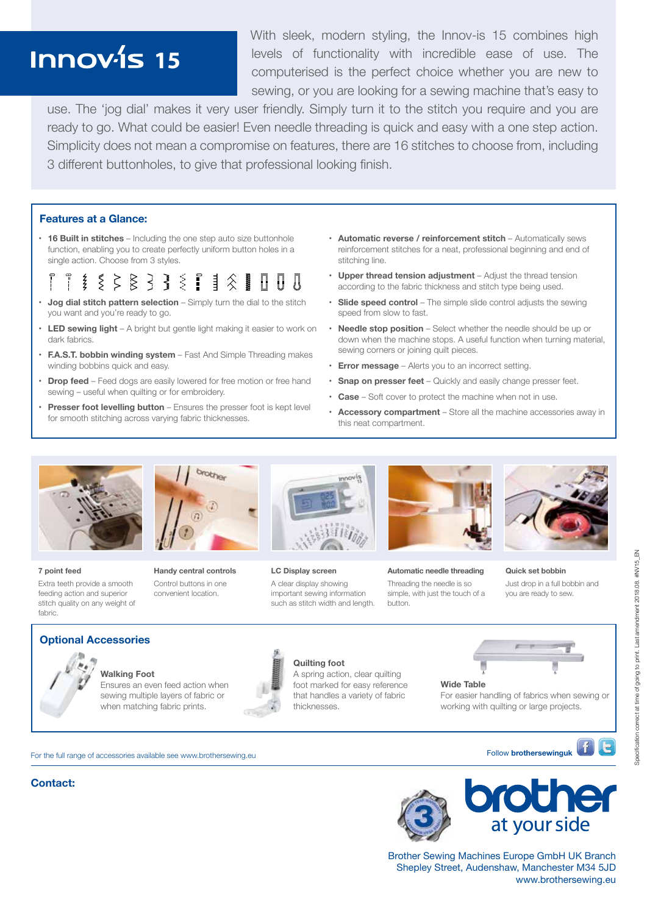# Innov-is 15

With sleek, modern styling, the Innov-is 15 combines high levels of functionality with incredible ease of use. The computerised is the perfect choice whether you are new to sewing, or you are looking for a sewing machine that's easy to use. The 'jog dial' makes it very user friendly. Simply turn it to the stitch you require and you are ready to go. What could be easier! Even needle threading is quick and easy with a one step action. Simplicity does not mean a compromise on features, there are 16 stitches to choose from, including 3 different buttonholes, to give that professional looking finish.

## Features at a Glance:

- **16 Built in stitches** – Including the one step auto size buttonhole function, enabling you to create perfectly uniform button holes in a single action. Choose from 3 styles.
- **Jog dial stitch pattern selection** – Simply turn the dial to the stitch you want and you're ready to go.
- **LED sewing light** – A bright but gentle light making it easier to work on dark fabrics.
- **F.A.S.T. bobbin winding system** – Fast And Simple Threading makes winding bobbins quick and easy.
- **Drop feed** – Feed dogs are easily lowered for free motion or free hand sewing – useful when quilting or for embroidery.
- **Presser foot levelling button** – Ensures the presser foot is kept level for smooth stitching across varying fabric thicknesses.
- **Automatic reverse / reinforcement stitch** – Automatically sews reinforcement stitches for a neat, professional beginning and end of stitching line.
- **Upper thread tension adjustment** – Adjust the thread tension according to the fabric thickness and stitch type being used.
- **Slide speed control** – The simple slide control adjusts the sewing speed from slow to fast.
- **Needle stop position** – Select whether the needle should be up or down when the machine stops. A useful function when turning material, sewing corners or joining quilt pieces.
- **Error message** – Alerts you to an incorrect setting.
- **Snap on presser feet** – Quickly and easily change presser feet.
- **Case** – Soft cover to protect the machine when not in use.
- **Accessory compartment** – Store all the machine accessories away in this neat compartment.

**7 point feed**
Extra teeth provide a smooth feeding action and superior stitch quality on any weight of fabric.

**Handy central controls**
Control buttons in one convenient location.

**LC Display screen**
A clear display showing important sewing information such as stitch width and length.

**Automatic needle threading**
Threading the needle is so simple, with just the touch of a button.

**Quick set bobbin**
Just drop in a full bobbin and you are ready to sew.

## Optional Accessories

**Walking Foot**
Ensures an even feed action when sewing multiple layers of fabric or when matching fabric prints.

**Quilting foot**
A spring action, clear quilting foot marked for easy reference that handles a variety of fabric thicknesses.

**Wide Table**
For easier handling of fabrics when sewing or working with quilting or large projects.

For the full range of accessories available see www.brothersewing.eu

Follow **brothersewinguk**

**Contact:**

brother
at your side

Brother Sewing Machines Europe GmbH UK Branch
Shepley Street, Audenshaw, Manchester M34 5JD
www.brothersewing.eu

Specification correct at time of going to print. Last amendment 2018.08. #IV15_EN